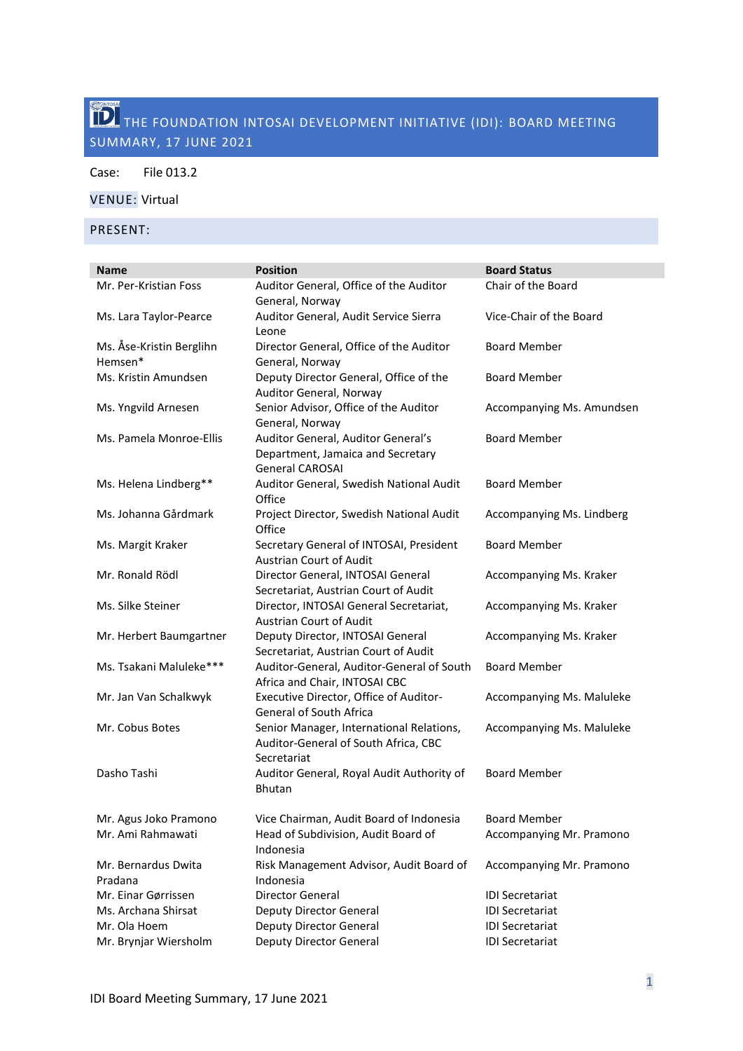# THE FOUNDATION INTOSAI DEVELOPMENT INITIATIVE (IDI): BOARD MEETING SUMMARY, 17 JUNE 2021

Case: File 013.2

VENUE: Virtual

## PRESENT:

| Name | Position | Board Status |
|---|---|---|
| Mr. Per-Kristian Foss | Auditor General, Office of the Auditor General, Norway | Chair of the Board |
| Ms. Lara Taylor-Pearce | Auditor General, Audit Service Sierra Leone | Vice-Chair of the Board |
| Ms. Åse-Kristin Berglihn Hemsen* | Director General, Office of the Auditor General, Norway | Board Member |
| Ms. Kristin Amundsen | Deputy Director General, Office of the Auditor General, Norway | Board Member |
| Ms. Yngvild Arnesen | Senior Advisor, Office of the Auditor General, Norway | Accompanying Ms. Amundsen |
| Ms. Pamela Monroe-Ellis | Auditor General, Auditor General's Department, Jamaica and Secretary General CAROSAI | Board Member |
| Ms. Helena Lindberg** | Auditor General, Swedish National Audit Office | Board Member |
| Ms. Johanna Gårdmark | Project Director, Swedish National Audit Office | Accompanying Ms. Lindberg |
| Ms. Margit Kraker | Secretary General of INTOSAI, President Austrian Court of Audit | Board Member |
| Mr. Ronald Rödl | Director General, INTOSAI General Secretariat, Austrian Court of Audit | Accompanying Ms. Kraker |
| Ms. Silke Steiner | Director, INTOSAI General Secretariat, Austrian Court of Audit | Accompanying Ms. Kraker |
| Mr. Herbert Baumgartner | Deputy Director, INTOSAI General Secretariat, Austrian Court of Audit | Accompanying Ms. Kraker |
| Ms. Tsakani Maluleke*** | Auditor-General, Auditor-General of South Africa and Chair, INTOSAI CBC | Board Member |
| Mr. Jan Van Schalkwyk | Executive Director, Office of Auditor-General of South Africa | Accompanying Ms. Maluleke |
| Mr. Cobus Botes | Senior Manager, International Relations, Auditor-General of South Africa, CBC Secretariat | Accompanying Ms. Maluleke |
| Dasho Tashi | Auditor General, Royal Audit Authority of Bhutan | Board Member |
| Mr. Agus Joko Pramono | Vice Chairman, Audit Board of Indonesia | Board Member |
| Mr. Ami Rahmawati | Head of Subdivision, Audit Board of Indonesia | Accompanying Mr. Pramono |
| Mr. Bernardus Dwita Pradana | Risk Management Advisor, Audit Board of Indonesia | Accompanying Mr. Pramono |
| Mr. Einar Gørrissen | Director General | IDI Secretariat |
| Ms. Archana Shirsat | Deputy Director General | IDI Secretariat |
| Mr. Ola Hoem | Deputy Director General | IDI Secretariat |
| Mr. Brynjar Wiersholm | Deputy Director General | IDI Secretariat |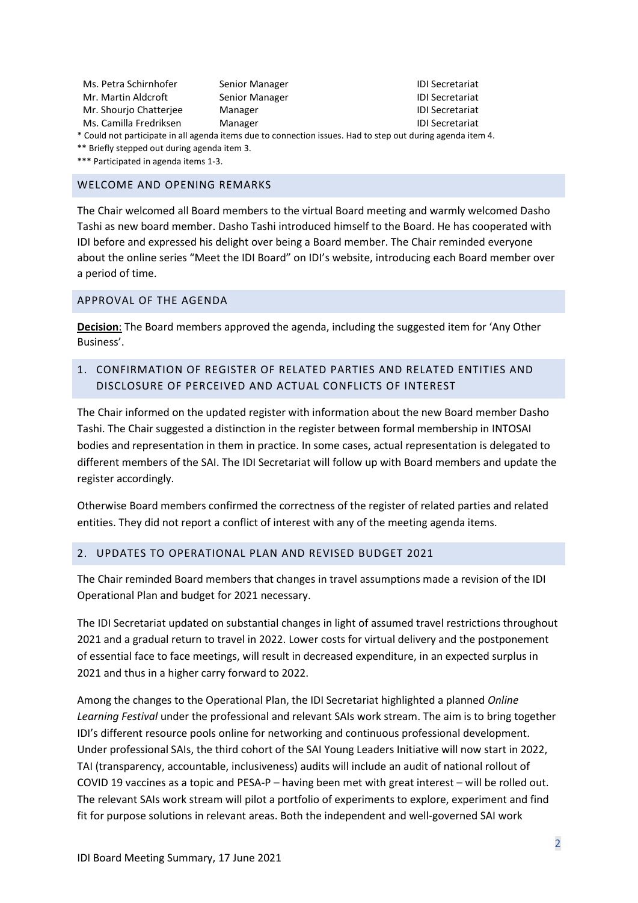| | | |
|---|---|---|
| Ms. Petra Schirnhofer | Senior Manager | IDI Secretariat |
| Mr. Martin Aldcroft | Senior Manager | IDI Secretariat |
| Mr. Shourjo Chatterjee | Manager | IDI Secretariat |
| Ms. Camilla Fredriksen | Manager | IDI Secretariat |

\* Could not participate in all agenda items due to connection issues. Had to step out during agenda item 4.

\*\* Briefly stepped out during agenda item 3.

\*\*\* Participated in agenda items 1-3.

## WELCOME AND OPENING REMARKS

The Chair welcomed all Board members to the virtual Board meeting and warmly welcomed Dasho Tashi as new board member. Dasho Tashi introduced himself to the Board. He has cooperated with IDI before and expressed his delight over being a Board member. The Chair reminded everyone about the online series "Meet the IDI Board" on IDI's website, introducing each Board member over a period of time.

## APPROVAL OF THE AGENDA

**Decision**: The Board members approved the agenda, including the suggested item for 'Any Other Business'.

## 1. CONFIRMATION OF REGISTER OF RELATED PARTIES AND RELATED ENTITIES AND DISCLOSURE OF PERCEIVED AND ACTUAL CONFLICTS OF INTEREST

The Chair informed on the updated register with information about the new Board member Dasho Tashi. The Chair suggested a distinction in the register between formal membership in INTOSAI bodies and representation in them in practice. In some cases, actual representation is delegated to different members of the SAI. The IDI Secretariat will follow up with Board members and update the register accordingly.

Otherwise Board members confirmed the correctness of the register of related parties and related entities. They did not report a conflict of interest with any of the meeting agenda items.

## 2. UPDATES TO OPERATIONAL PLAN AND REVISED BUDGET 2021

The Chair reminded Board members that changes in travel assumptions made a revision of the IDI Operational Plan and budget for 2021 necessary.

The IDI Secretariat updated on substantial changes in light of assumed travel restrictions throughout 2021 and a gradual return to travel in 2022. Lower costs for virtual delivery and the postponement of essential face to face meetings, will result in decreased expenditure, in an expected surplus in 2021 and thus in a higher carry forward to 2022.

Among the changes to the Operational Plan, the IDI Secretariat highlighted a planned *Online Learning Festival* under the professional and relevant SAIs work stream. The aim is to bring together IDI's different resource pools online for networking and continuous professional development. Under professional SAIs, the third cohort of the SAI Young Leaders Initiative will now start in 2022, TAI (transparency, accountable, inclusiveness) audits will include an audit of national rollout of COVID 19 vaccines as a topic and PESA-P – having been met with great interest – will be rolled out. The relevant SAIs work stream will pilot a portfolio of experiments to explore, experiment and find fit for purpose solutions in relevant areas. Both the independent and well-governed SAI work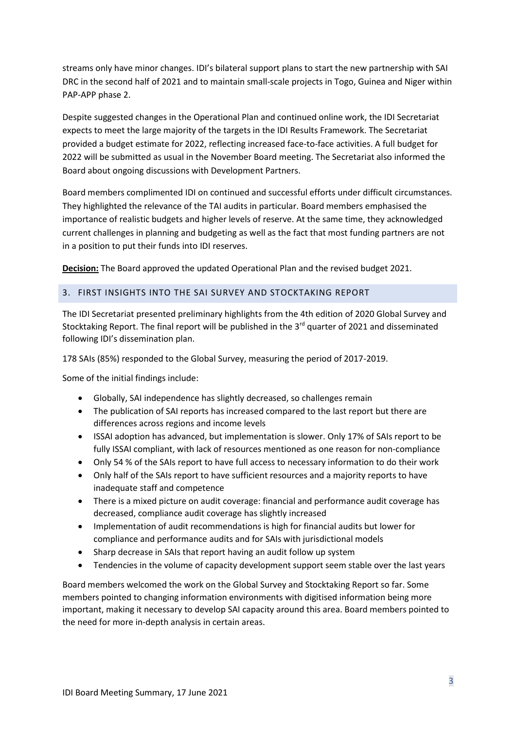streams only have minor changes. IDI's bilateral support plans to start the new partnership with SAI DRC in the second half of 2021 and to maintain small-scale projects in Togo, Guinea and Niger within PAP-APP phase 2.

Despite suggested changes in the Operational Plan and continued online work, the IDI Secretariat expects to meet the large majority of the targets in the IDI Results Framework. The Secretariat provided a budget estimate for 2022, reflecting increased face-to-face activities. A full budget for 2022 will be submitted as usual in the November Board meeting. The Secretariat also informed the Board about ongoing discussions with Development Partners.

Board members complimented IDI on continued and successful efforts under difficult circumstances. They highlighted the relevance of the TAI audits in particular. Board members emphasised the importance of realistic budgets and higher levels of reserve. At the same time, they acknowledged current challenges in planning and budgeting as well as the fact that most funding partners are not in a position to put their funds into IDI reserves.

**Decision:** The Board approved the updated Operational Plan and the revised budget 2021.

## 3. FIRST INSIGHTS INTO THE SAI SURVEY AND STOCKTAKING REPORT

The IDI Secretariat presented preliminary highlights from the 4th edition of 2020 Global Survey and Stocktaking Report. The final report will be published in the 3rd quarter of 2021 and disseminated following IDI's dissemination plan.

178 SAIs (85%) responded to the Global Survey, measuring the period of 2017-2019.

Some of the initial findings include:

- Globally, SAI independence has slightly decreased, so challenges remain
- The publication of SAI reports has increased compared to the last report but there are differences across regions and income levels
- ISSAI adoption has advanced, but implementation is slower. Only 17% of SAIs report to be fully ISSAI compliant, with lack of resources mentioned as one reason for non-compliance
- Only 54 % of the SAIs report to have full access to necessary information to do their work
- Only half of the SAIs report to have sufficient resources and a majority reports to have inadequate staff and competence
- There is a mixed picture on audit coverage: financial and performance audit coverage has decreased, compliance audit coverage has slightly increased
- Implementation of audit recommendations is high for financial audits but lower for compliance and performance audits and for SAIs with jurisdictional models
- Sharp decrease in SAIs that report having an audit follow up system
- Tendencies in the volume of capacity development support seem stable over the last years

Board members welcomed the work on the Global Survey and Stocktaking Report so far. Some members pointed to changing information environments with digitised information being more important, making it necessary to develop SAI capacity around this area. Board members pointed to the need for more in-depth analysis in certain areas.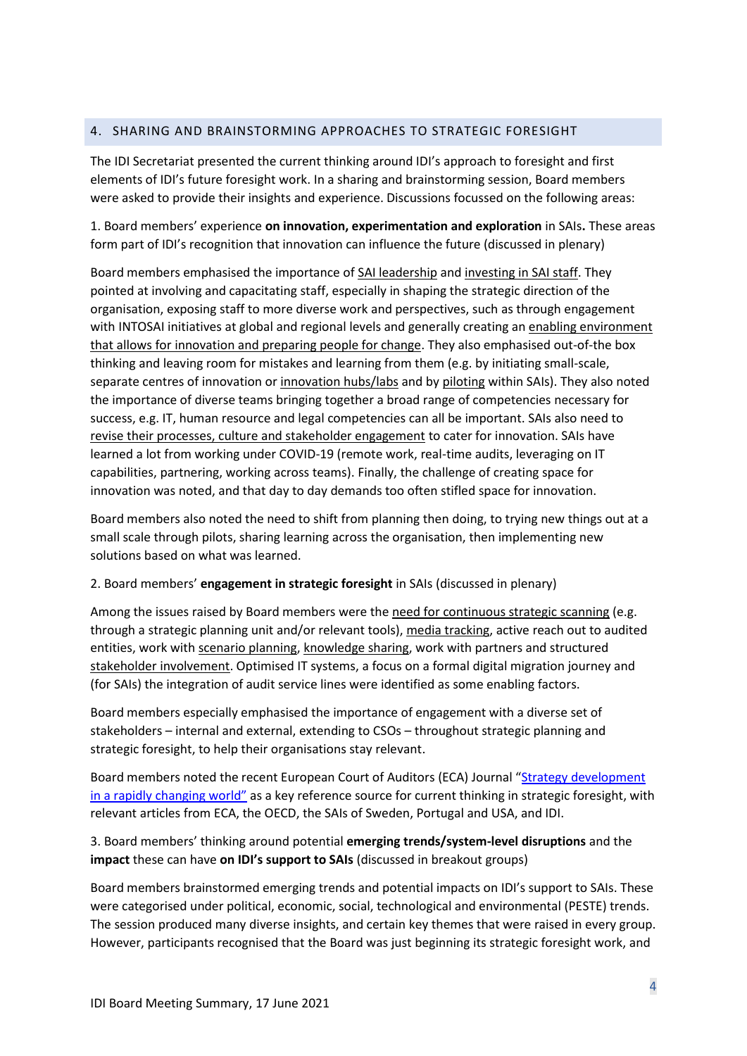## 4. SHARING AND BRAINSTORMING APPROACHES TO STRATEGIC FORESIGHT

The IDI Secretariat presented the current thinking around IDI's approach to foresight and first elements of IDI's future foresight work. In a sharing and brainstorming session, Board members were asked to provide their insights and experience. Discussions focussed on the following areas:

1. Board members' experience **on innovation, experimentation and exploration** in SAIs**.** These areas form part of IDI's recognition that innovation can influence the future (discussed in plenary)

Board members emphasised the importance of SAI leadership and investing in SAI staff. They pointed at involving and capacitating staff, especially in shaping the strategic direction of the organisation, exposing staff to more diverse work and perspectives, such as through engagement with INTOSAI initiatives at global and regional levels and generally creating an enabling environment that allows for innovation and preparing people for change. They also emphasised out-of-the box thinking and leaving room for mistakes and learning from them (e.g. by initiating small-scale, separate centres of innovation or innovation hubs/labs and by piloting within SAIs). They also noted the importance of diverse teams bringing together a broad range of competencies necessary for success, e.g. IT, human resource and legal competencies can all be important. SAIs also need to revise their processes, culture and stakeholder engagement to cater for innovation. SAIs have learned a lot from working under COVID-19 (remote work, real-time audits, leveraging on IT capabilities, partnering, working across teams). Finally, the challenge of creating space for innovation was noted, and that day to day demands too often stifled space for innovation.

Board members also noted the need to shift from planning then doing, to trying new things out at a small scale through pilots, sharing learning across the organisation, then implementing new solutions based on what was learned.

2. Board members' **engagement in strategic foresight** in SAIs (discussed in plenary)

Among the issues raised by Board members were the need for continuous strategic scanning (e.g. through a strategic planning unit and/or relevant tools), media tracking, active reach out to audited entities, work with scenario planning, knowledge sharing, work with partners and structured stakeholder involvement. Optimised IT systems, a focus on a formal digital migration journey and (for SAIs) the integration of audit service lines were identified as some enabling factors.

Board members especially emphasised the importance of engagement with a diverse set of stakeholders – internal and external, extending to CSOs – throughout strategic planning and strategic foresight, to help their organisations stay relevant.

Board members noted the recent European Court of Auditors (ECA) Journal "Strategy development in a rapidly changing world" as a key reference source for current thinking in strategic foresight, with relevant articles from ECA, the OECD, the SAIs of Sweden, Portugal and USA, and IDI.

3. Board members' thinking around potential **emerging trends/system-level disruptions** and the **impact** these can have **on IDI's support to SAIs** (discussed in breakout groups)

Board members brainstormed emerging trends and potential impacts on IDI's support to SAIs. These were categorised under political, economic, social, technological and environmental (PESTE) trends. The session produced many diverse insights, and certain key themes that were raised in every group. However, participants recognised that the Board was just beginning its strategic foresight work, and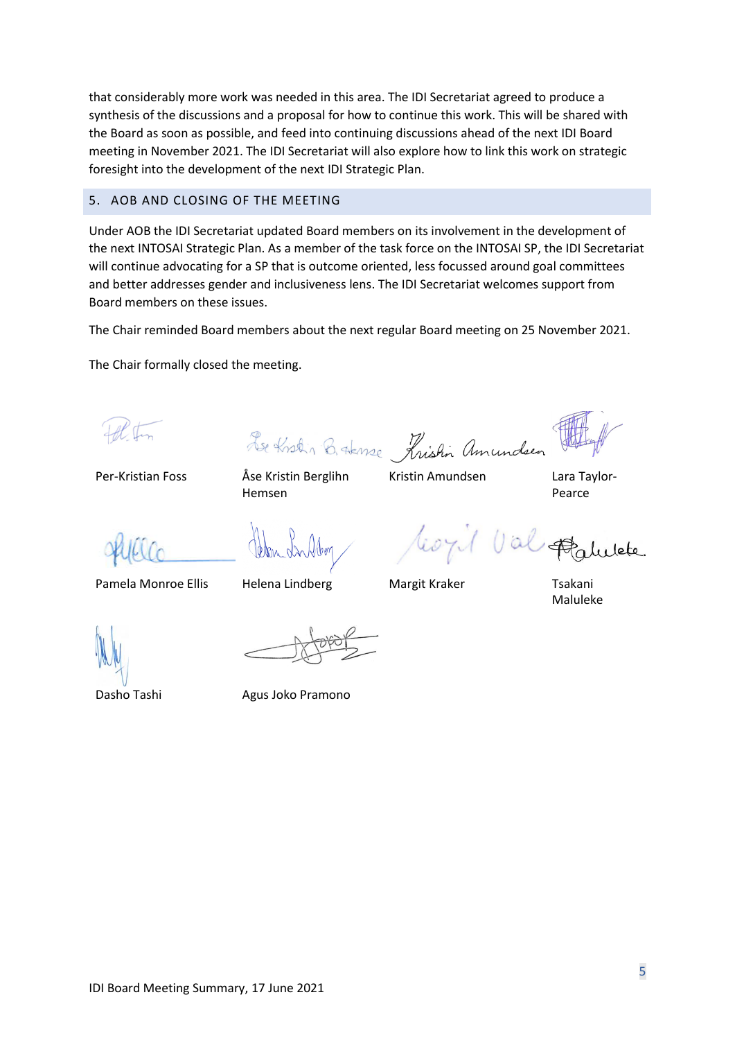that considerably more work was needed in this area. The IDI Secretariat agreed to produce a synthesis of the discussions and a proposal for how to continue this work. This will be shared with the Board as soon as possible, and feed into continuing discussions ahead of the next IDI Board meeting in November 2021. The IDI Secretariat will also explore how to link this work on strategic foresight into the development of the next IDI Strategic Plan.

## 5. AOB AND CLOSING OF THE MEETING

Under AOB the IDI Secretariat updated Board members on its involvement in the development of the next INTOSAI Strategic Plan. As a member of the task force on the INTOSAI SP, the IDI Secretariat will continue advocating for a SP that is outcome oriented, less focussed around goal committees and better addresses gender and inclusiveness lens. The IDI Secretariat welcomes support from Board members on these issues.

The Chair reminded Board members about the next regular Board meeting on 25 November 2021.

The Chair formally closed the meeting.

| | | | |
|---|---|---|---|
| Per-Kristian Foss | Åse Kristin Berglihn Hemsen | Kristin Amundsen | Lara Taylor-Pearce |
| Pamela Monroe Ellis | Helena Lindberg | Margit Kraker | Tsakani Maluleke |
| Dasho Tashi | Agus Joko Pramono | | |

IDI Board Meeting Summary, 17 June 2021